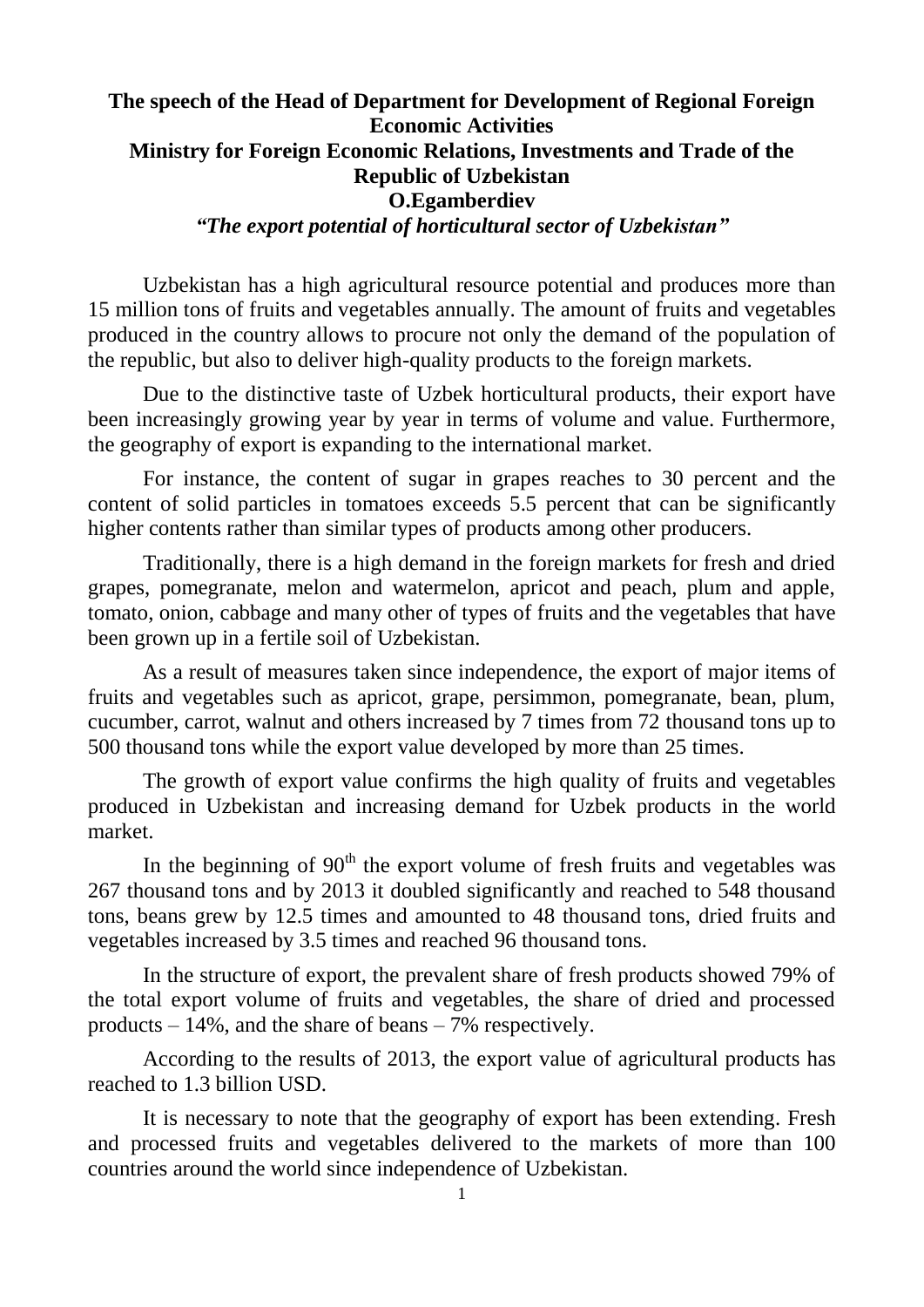**The speech of the Head of Department for Development of Regional Foreign Economic Activities**
**Ministry for Foreign Economic Relations, Investments and Trade of the Republic of Uzbekistan**
**O.Egamberdiev**
***"The export potential of horticultural sector of Uzbekistan"***

Uzbekistan has a high agricultural resource potential and produces more than 15 million tons of fruits and vegetables annually. The amount of fruits and vegetables produced in the country allows to procure not only the demand of the population of the republic, but also to deliver high-quality products to the foreign markets.

Due to the distinctive taste of Uzbek horticultural products, their export have been increasingly growing year by year in terms of volume and value. Furthermore, the geography of export is expanding to the international market.

For instance, the content of sugar in grapes reaches to 30 percent and the content of solid particles in tomatoes exceeds 5.5 percent that can be significantly higher contents rather than similar types of products among other producers.

Traditionally, there is a high demand in the foreign markets for fresh and dried grapes, pomegranate, melon and watermelon, apricot and peach, plum and apple, tomato, onion, cabbage and many other of types of fruits and the vegetables that have been grown up in a fertile soil of Uzbekistan.

As a result of measures taken since independence, the export of major items of fruits and vegetables such as apricot, grape, persimmon, pomegranate, bean, plum, cucumber, carrot, walnut and others increased by 7 times from 72 thousand tons up to 500 thousand tons while the export value developed by more than 25 times.

The growth of export value confirms the high quality of fruits and vegetables produced in Uzbekistan and increasing demand for Uzbek products in the world market.

In the beginning of 90[th] the export volume of fresh fruits and vegetables was 267 thousand tons and by 2013 it doubled significantly and reached to 548 thousand tons, beans grew by 12.5 times and amounted to 48 thousand tons, dried fruits and vegetables increased by 3.5 times and reached 96 thousand tons.

In the structure of export, the prevalent share of fresh products showed 79% of the total export volume of fruits and vegetables, the share of dried and processed products – 14%, and the share of beans – 7% respectively.

According to the results of 2013, the export value of agricultural products has reached to 1.3 billion USD.

It is necessary to note that the geography of export has been extending. Fresh and processed fruits and vegetables delivered to the markets of more than 100 countries around the world since independence of Uzbekistan.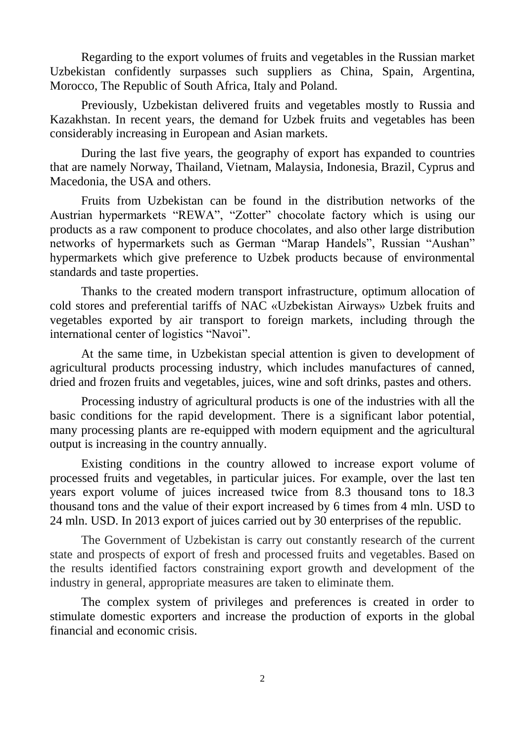Regarding to the export volumes of fruits and vegetables in the Russian market Uzbekistan confidently surpasses such suppliers as China, Spain, Argentina, Morocco, The Republic of South Africa, Italy and Poland.

Previously, Uzbekistan delivered fruits and vegetables mostly to Russia and Kazakhstan. In recent years, the demand for Uzbek fruits and vegetables has been considerably increasing in European and Asian markets.

During the last five years, the geography of export has expanded to countries that are namely Norway, Thailand, Vietnam, Malaysia, Indonesia, Brazil, Cyprus and Macedonia, the USA and others.

Fruits from Uzbekistan can be found in the distribution networks of the Austrian hypermarkets "REWA", "Zotter" chocolate factory which is using our products as a raw component to produce chocolates, and also other large distribution networks of hypermarkets such as German "Marap Handels", Russian "Aushan" hypermarkets which give preference to Uzbek products because of environmental standards and taste properties.

Thanks to the created modern transport infrastructure, optimum allocation of cold stores and preferential tariffs of NAC «Uzbekistan Airways» Uzbek fruits and vegetables exported by air transport to foreign markets, including through the international center of logistics "Navoi".

At the same time, in Uzbekistan special attention is given to development of agricultural products processing industry, which includes manufactures of canned, dried and frozen fruits and vegetables, juices, wine and soft drinks, pastes and others.

Processing industry of agricultural products is one of the industries with all the basic conditions for the rapid development. There is a significant labor potential, many processing plants are re-equipped with modern equipment and the agricultural output is increasing in the country annually.

Existing conditions in the country allowed to increase export volume of processed fruits and vegetables, in particular juices. For example, over the last ten years export volume of juices increased twice from 8.3 thousand tons to 18.3 thousand tons and the value of their export increased by 6 times from 4 mln. USD to 24 mln. USD. In 2013 export of juices carried out by 30 enterprises of the republic.

The Government of Uzbekistan is carry out constantly research of the current state and prospects of export of fresh and processed fruits and vegetables. Based on the results identified factors constraining export growth and development of the industry in general, appropriate measures are taken to eliminate them.

The complex system of privileges and preferences is created in order to stimulate domestic exporters and increase the production of exports in the global financial and economic crisis.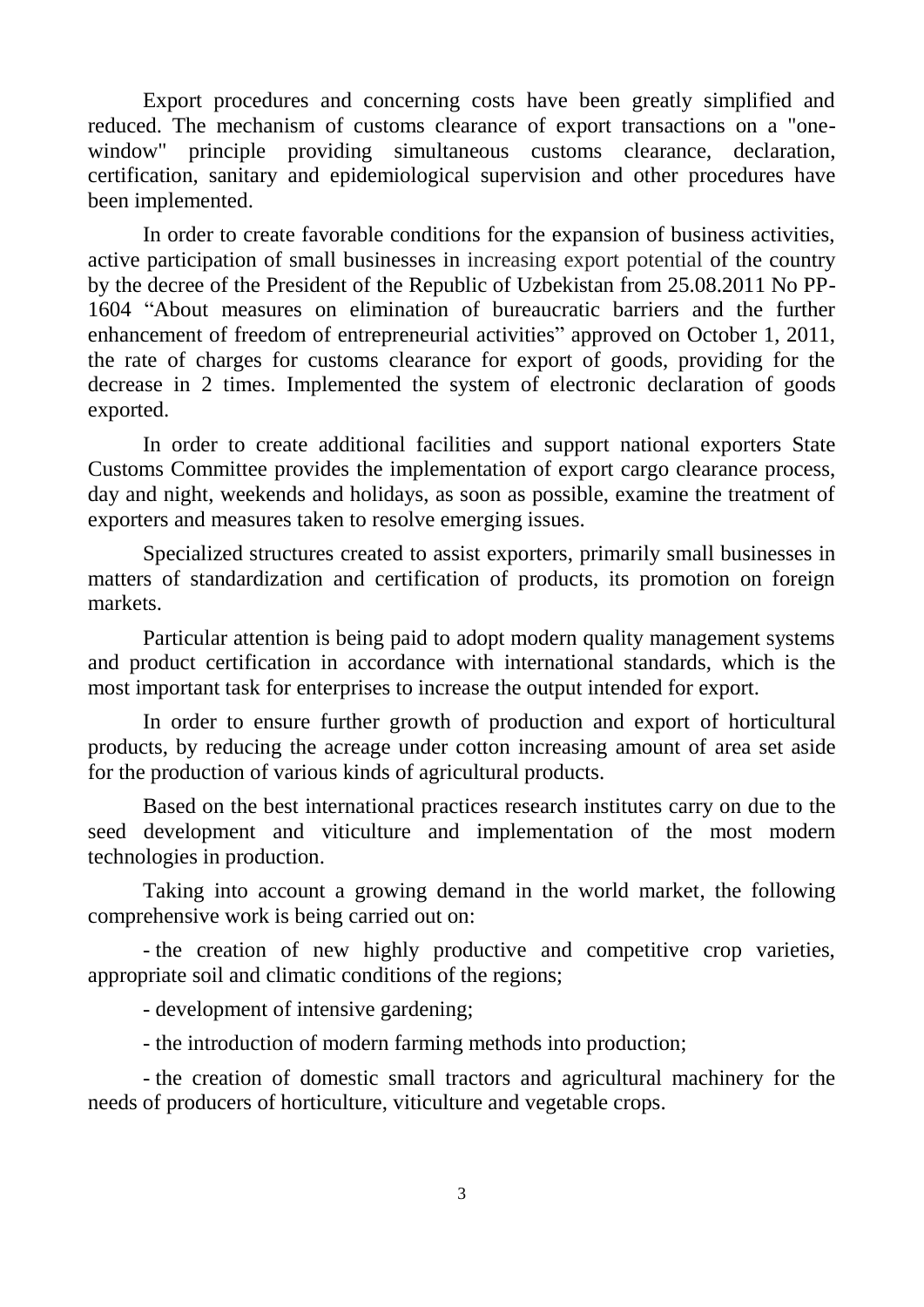Export procedures and concerning costs have been greatly simplified and reduced. The mechanism of customs clearance of export transactions on a "one-window" principle providing simultaneous customs clearance, declaration, certification, sanitary and epidemiological supervision and other procedures have been implemented.

In order to create favorable conditions for the expansion of business activities, active participation of small businesses in increasing export potential of the country by the decree of the President of the Republic of Uzbekistan from 25.08.2011 No PP-1604 "About measures on elimination of bureaucratic barriers and the further enhancement of freedom of entrepreneurial activities" approved on October 1, 2011, the rate of charges for customs clearance for export of goods, providing for the decrease in 2 times. Implemented the system of electronic declaration of goods exported.

In order to create additional facilities and support national exporters State Customs Committee provides the implementation of export cargo clearance process, day and night, weekends and holidays, as soon as possible, examine the treatment of exporters and measures taken to resolve emerging issues.

Specialized structures created to assist exporters, primarily small businesses in matters of standardization and certification of products, its promotion on foreign markets.

Particular attention is being paid to adopt modern quality management systems and product certification in accordance with international standards, which is the most important task for enterprises to increase the output intended for export.

In order to ensure further growth of production and export of horticultural products, by reducing the acreage under cotton increasing amount of area set aside for the production of various kinds of agricultural products.

Based on the best international practices research institutes carry on due to the seed development and viticulture and implementation of the most modern technologies in production.

Taking into account a growing demand in the world market, the following comprehensive work is being carried out on:

- the creation of new highly productive and competitive crop varieties, appropriate soil and climatic conditions of the regions;
- development of intensive gardening;
- the introduction of modern farming methods into production;
- the creation of domestic small tractors and agricultural machinery for the needs of producers of horticulture, viticulture and vegetable crops.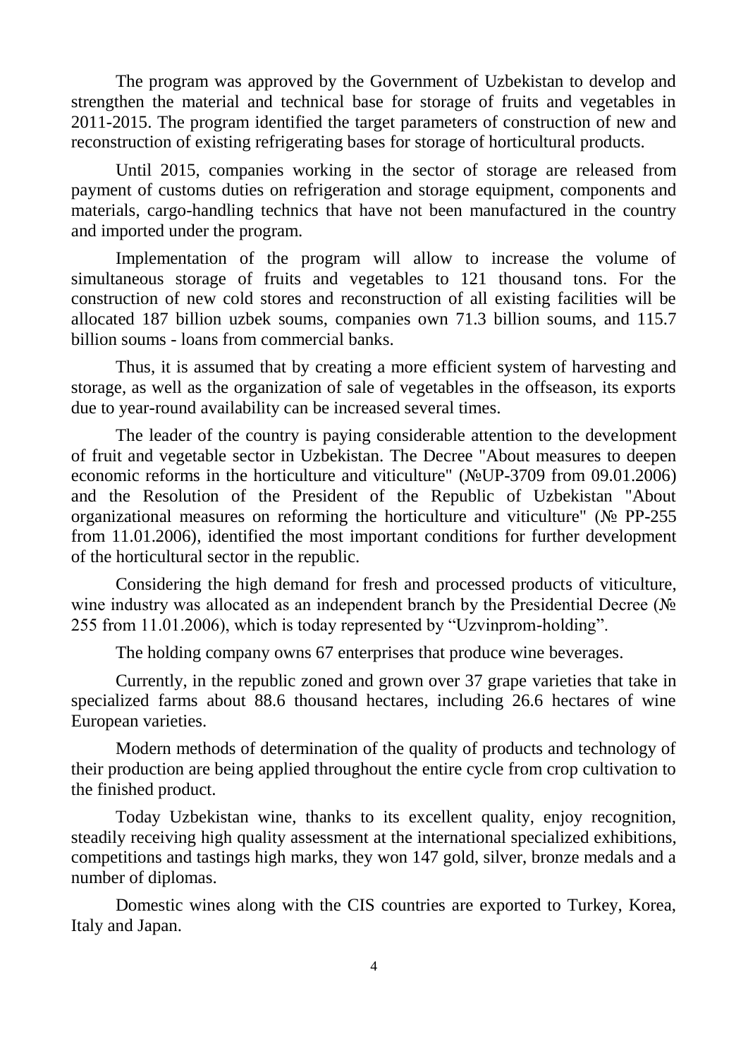The program was approved by the Government of Uzbekistan to develop and strengthen the material and technical base for storage of fruits and vegetables in 2011-2015. The program identified the target parameters of construction of new and reconstruction of existing refrigerating bases for storage of horticultural products.

Until 2015, companies working in the sector of storage are released from payment of customs duties on refrigeration and storage equipment, components and materials, cargo-handling technics that have not been manufactured in the country and imported under the program.

Implementation of the program will allow to increase the volume of simultaneous storage of fruits and vegetables to 121 thousand tons. For the construction of new cold stores and reconstruction of all existing facilities will be allocated 187 billion uzbek soums, companies own 71.3 billion soums, and 115.7 billion soums - loans from commercial banks.

Thus, it is assumed that by creating a more efficient system of harvesting and storage, as well as the organization of sale of vegetables in the offseason, its exports due to year-round availability can be increased several times.

The leader of the country is paying considerable attention to the development of fruit and vegetable sector in Uzbekistan. The Decree "About measures to deepen economic reforms in the horticulture and viticulture" (№UP-3709 from 09.01.2006) and the Resolution of the President of the Republic of Uzbekistan "About organizational measures on reforming the horticulture and viticulture" (№ PP-255 from 11.01.2006), identified the most important conditions for further development of the horticultural sector in the republic.

Considering the high demand for fresh and processed products of viticulture, wine industry was allocated as an independent branch by the Presidential Decree (№ 255 from 11.01.2006), which is today represented by "Uzvinprom-holding".

The holding company owns 67 enterprises that produce wine beverages.

Currently, in the republic zoned and grown over 37 grape varieties that take in specialized farms about 88.6 thousand hectares, including 26.6 hectares of wine European varieties.

Modern methods of determination of the quality of products and technology of their production are being applied throughout the entire cycle from crop cultivation to the finished product.

Today Uzbekistan wine, thanks to its excellent quality, enjoy recognition, steadily receiving high quality assessment at the international specialized exhibitions, competitions and tastings high marks, they won 147 gold, silver, bronze medals and a number of diplomas.

Domestic wines along with the CIS countries are exported to Turkey, Korea, Italy and Japan.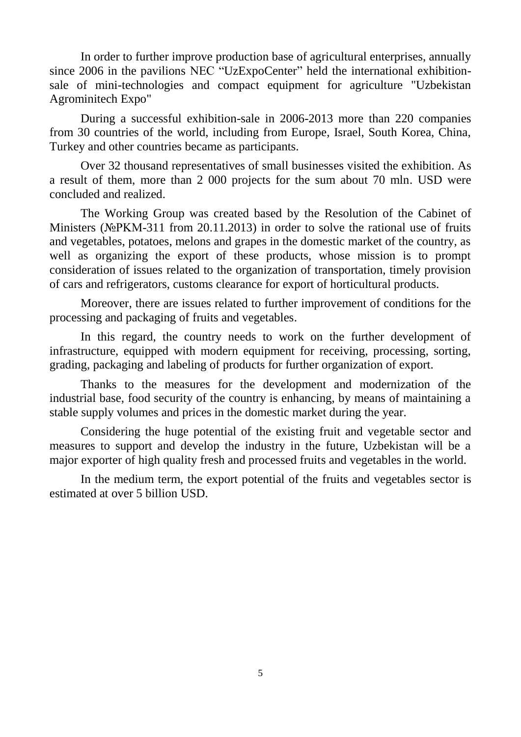In order to further improve production base of agricultural enterprises, annually since 2006 in the pavilions NEC “UzExpoCenter” held the international exhibition-sale of mini-technologies and compact equipment for agriculture "Uzbekistan Agrominitech Expo"

During a successful exhibition-sale in 2006-2013 more than 220 companies from 30 countries of the world, including from Europe, Israel, South Korea, China, Turkey and other countries became as participants.

Over 32 thousand representatives of small businesses visited the exhibition. As a result of them, more than 2 000 projects for the sum about 70 mln. USD were concluded and realized.

The Working Group was created based by the Resolution of the Cabinet of Ministers (№PKM-311 from 20.11.2013) in order to solve the rational use of fruits and vegetables, potatoes, melons and grapes in the domestic market of the country, as well as organizing the export of these products, whose mission is to prompt consideration of issues related to the organization of transportation, timely provision of cars and refrigerators, customs clearance for export of horticultural products.

Moreover, there are issues related to further improvement of conditions for the processing and packaging of fruits and vegetables.

In this regard, the country needs to work on the further development of infrastructure, equipped with modern equipment for receiving, processing, sorting, grading, packaging and labeling of products for further organization of export.

Thanks to the measures for the development and modernization of the industrial base, food security of the country is enhancing, by means of maintaining a stable supply volumes and prices in the domestic market during the year.

Considering the huge potential of the existing fruit and vegetable sector and measures to support and develop the industry in the future, Uzbekistan will be a major exporter of high quality fresh and processed fruits and vegetables in the world.

In the medium term, the export potential of the fruits and vegetables sector is estimated at over 5 billion USD.